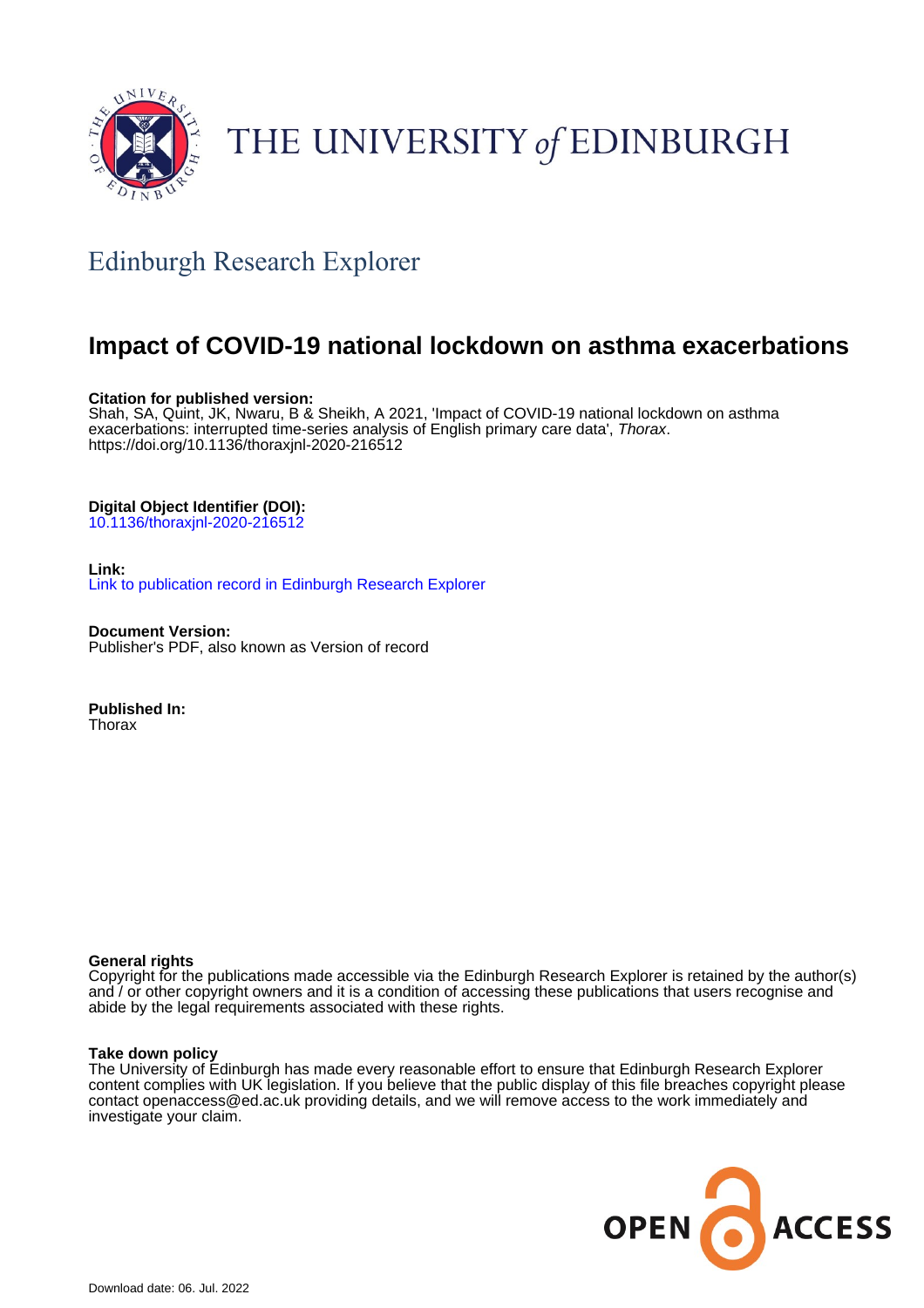THE UNIVERSITY of EDINBURGH

## Edinburgh Research Explorer

# Impact of COVID-19 national lockdown on asthma exacerbations

**Citation for published version:**
Shah, SA, Quint, JK, Nwaru, B & Sheikh, A 2021, 'Impact of COVID-19 national lockdown on asthma exacerbations: interrupted time-series analysis of English primary care data', *Thorax*. https://doi.org/10.1136/thoraxjnl-2020-216512

**Digital Object Identifier (DOI):**
10.1136/thoraxjnl-2020-216512

**Link:**
Link to publication record in Edinburgh Research Explorer

**Document Version:**
Publisher's PDF, also known as Version of record

**Published In:**
Thorax

**General rights**
Copyright for the publications made accessible via the Edinburgh Research Explorer is retained by the author(s) and / or other copyright owners and it is a condition of accessing these publications that users recognise and abide by the legal requirements associated with these rights.

**Take down policy**
The University of Edinburgh has made every reasonable effort to ensure that Edinburgh Research Explorer content complies with UK legislation. If you believe that the public display of this file breaches copyright please contact openaccess@ed.ac.uk providing details, and we will remove access to the work immediately and investigate your claim.

OPEN ACCESS

Download date: 06. Jul. 2022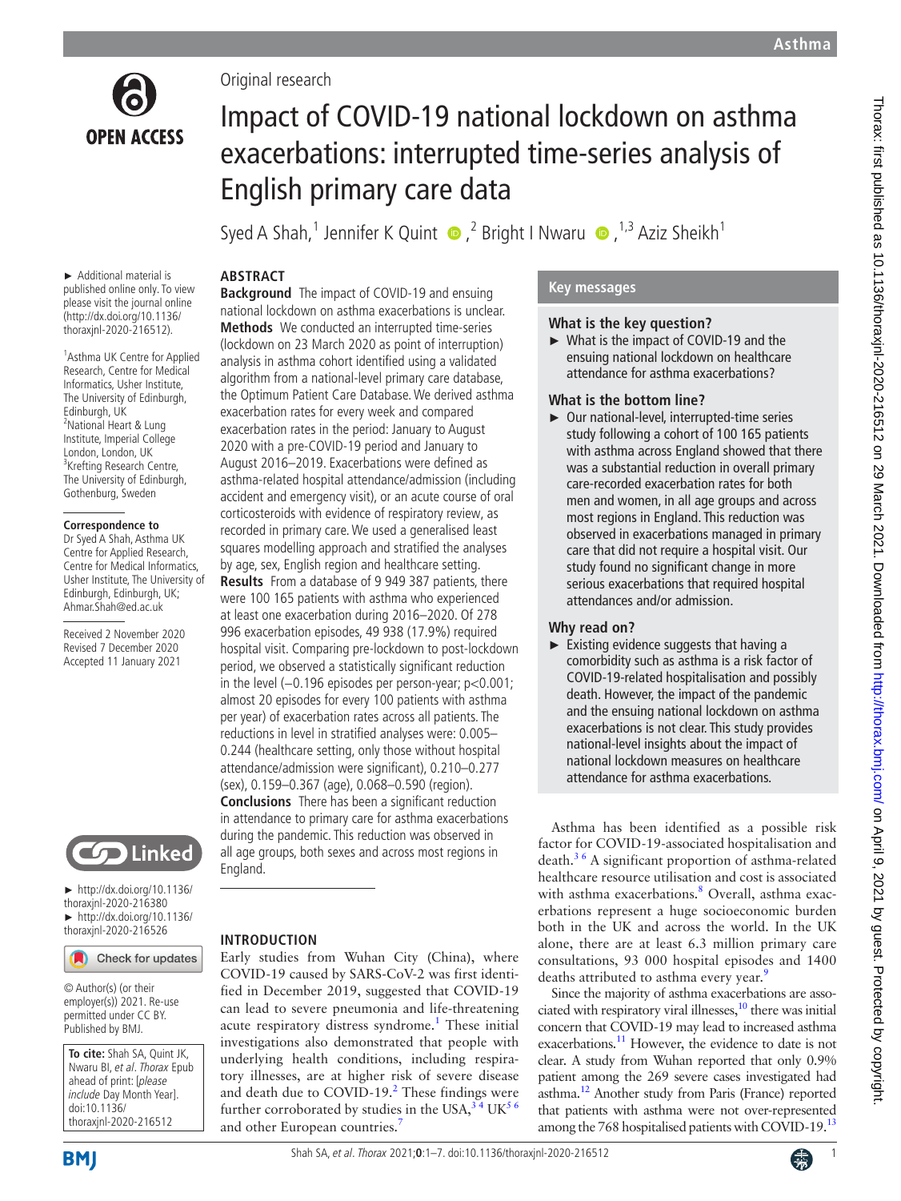Original research

# Impact of COVID-19 national lockdown on asthma exacerbations: interrupted time-series analysis of English primary care data

Syed A Shah,[1] Jennifer K Quint,[2] Bright I Nwaru,[1,3] Aziz Sheikh[1]

► Additional material is published online only. To view please visit the journal online (http://dx.doi.org/10.1136/thoraxjnl-2020-216512).

[1]Asthma UK Centre for Applied Research, Centre for Medical Informatics, Usher Institute, The University of Edinburgh, Edinburgh, UK
[2]National Heart & Lung Institute, Imperial College London, London, UK
[3]Krefting Research Centre, The University of Edinburgh, Gothenburg, Sweden

**Correspondence to**
Dr Syed A Shah, Asthma UK Centre for Applied Research, Centre for Medical Informatics, Usher Institute, The University of Edinburgh, Edinburgh, UK; Ahmar.Shah@ed.ac.uk

Received 2 November 2020
Revised 7 December 2020
Accepted 11 January 2021

► http://dx.doi.org/10.1136/thoraxjnl-2020-216380
► http://dx.doi.org/10.1136/thoraxjnl-2020-216526

© Author(s) (or their employer(s)) 2021. Re-use permitted under CC BY. Published by BMJ.

**To cite:** Shah SA, Quint JK, Nwaru BI, *et al*. *Thorax* Epub ahead of print: [*please include* Day Month Year]. doi:10.1136/thoraxjnl-2020-216512

## ABSTRACT

**Background** The impact of COVID-19 and ensuing national lockdown on asthma exacerbations is unclear.

**Methods** We conducted an interrupted time-series (lockdown on 23 March 2020 as point of interruption) analysis in asthma cohort identified using a validated algorithm from a national-level primary care database, the Optimum Patient Care Database. We derived asthma exacerbation rates for every week and compared exacerbation rates in the period: January to August 2020 with a pre-COVID-19 period and January to August 2016–2019. Exacerbations were defined as asthma-related hospital attendance/admission (including accident and emergency visit), or an acute course of oral corticosteroids with evidence of respiratory review, as recorded in primary care. We used a generalised least squares modelling approach and stratified the analyses by age, sex, English region and healthcare setting.

**Results** From a database of 9 949 387 patients, there were 100 165 patients with asthma who experienced at least one exacerbation during 2016–2020. Of 278 996 exacerbation episodes, 49 938 (17.9%) required hospital visit. Comparing pre-lockdown to post-lockdown period, we observed a statistically significant reduction in the level (–0.196 episodes per person-year; p<0.001; almost 20 episodes for every 100 patients with asthma per year) of exacerbation rates across all patients. The reductions in level in stratified analyses were: 0.005–0.244 (healthcare setting, only those without hospital attendance/admission were significant), 0.210–0.277 (sex), 0.159–0.367 (age), 0.068–0.590 (region).

**Conclusions** There has been a significant reduction in attendance to primary care for asthma exacerbations during the pandemic. This reduction was observed in all age groups, both sexes and across most regions in England.

## Key messages

### What is the key question?

► What is the impact of COVID-19 and the ensuing national lockdown on healthcare attendance for asthma exacerbations?

### What is the bottom line?

► Our national-level, interrupted-time series study following a cohort of 100 165 patients with asthma across England showed that there was a substantial reduction in overall primary care-recorded exacerbation rates for both men and women, in all age groups and across most regions in England. This reduction was observed in exacerbations managed in primary care that did not require a hospital visit. Our study found no significant change in more serious exacerbations that required hospital attendances and/or admission.

### Why read on?

► Existing evidence suggests that having a comorbidity such as asthma is a risk factor of COVID-19-related hospitalisation and possibly death. However, the impact of the pandemic and the ensuing national lockdown on asthma exacerbations is not clear. This study provides national-level insights about the impact of national lockdown measures on healthcare attendance for asthma exacerbations.

## INTRODUCTION

Early studies from Wuhan City (China), where COVID-19 caused by SARS-CoV-2 was first identified in December 2019, suggested that COVID-19 can lead to severe pneumonia and life-threatening acute respiratory distress syndrome.[1] These initial investigations also demonstrated that people with underlying health conditions, including respiratory illnesses, are at higher risk of severe disease and death due to COVID-19.[2] These findings were further corroborated by studies in the USA,[3,4] UK[5,6] and other European countries.[7]

Asthma has been identified as a possible risk factor for COVID-19-associated hospitalisation and death.[3,6] A significant proportion of asthma-related healthcare resource utilisation and cost is associated with asthma exacerbations.[8] Overall, asthma exacerbations represent a huge socioeconomic burden both in the UK and across the world. In the UK alone, there are at least 6.3 million primary care consultations, 93 000 hospital episodes and 1400 deaths attributed to asthma every year.[9]

Since the majority of asthma exacerbations are associated with respiratory viral illnesses,[10] there was initial concern that COVID-19 may lead to increased asthma exacerbations.[11] However, the evidence to date is not clear. A study from Wuhan reported that only 0.9% patient among the 269 severe cases investigated had asthma.[12] Another study from Paris (France) reported that patients with asthma were not over-represented among the 768 hospitalised patients with COVID-19.[13]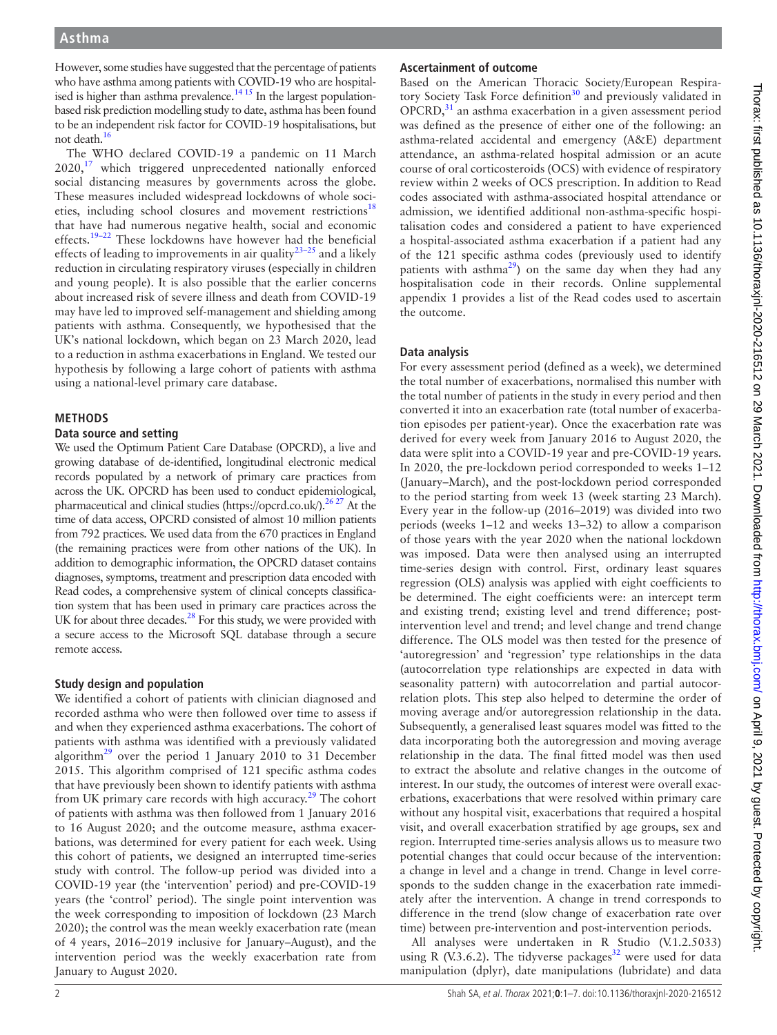However, some studies have suggested that the percentage of patients who have asthma among patients with COVID-19 who are hospitalised is higher than asthma prevalence.[14,15] In the largest population-based risk prediction modelling study to date, asthma has been found to be an independent risk factor for COVID-19 hospitalisations, but not death.[16]

The WHO declared COVID-19 a pandemic on 11 March 2020,[17] which triggered unprecedented nationally enforced social distancing measures by governments across the globe. These measures included widespread lockdowns of whole societies, including school closures and movement restrictions[18] that have had numerous negative health, social and economic effects.[19–22] These lockdowns have however had the beneficial effects of leading to improvements in air quality[23–25] and a likely reduction in circulating respiratory viruses (especially in children and young people). It is also possible that the earlier concerns about increased risk of severe illness and death from COVID-19 may have led to improved self-management and shielding among patients with asthma. Consequently, we hypothesised that the UK's national lockdown, which began on 23 March 2020, lead to a reduction in asthma exacerbations in England. We tested our hypothesis by following a large cohort of patients with asthma using a national-level primary care database.

## METHODS

### Data source and setting

We used the Optimum Patient Care Database (OPCRD), a live and growing database of de-identified, longitudinal electronic medical records populated by a network of primary care practices from across the UK. OPCRD has been used to conduct epidemiological, pharmaceutical and clinical studies (https://opcrd.co.uk/).[26,27] At the time of data access, OPCRD consisted of almost 10 million patients from 792 practices. We used data from the 670 practices in England (the remaining practices were from other nations of the UK). In addition to demographic information, the OPCRD dataset contains diagnoses, symptoms, treatment and prescription data encoded with Read codes, a comprehensive system of clinical concepts classification system that has been used in primary care practices across the UK for about three decades.[28] For this study, we were provided with a secure access to the Microsoft SQL database through a secure remote access.

### Study design and population

We identified a cohort of patients with clinician diagnosed and recorded asthma who were then followed over time to assess if and when they experienced asthma exacerbations. The cohort of patients with asthma was identified with a previously validated algorithm[29] over the period 1 January 2010 to 31 December 2015. This algorithm comprised of 121 specific asthma codes that have previously been shown to identify patients with asthma from UK primary care records with high accuracy.[29] The cohort of patients with asthma was then followed from 1 January 2016 to 16 August 2020; and the outcome measure, asthma exacerbations, was determined for every patient for each week. Using this cohort of patients, we designed an interrupted time-series study with control. The follow-up period was divided into a COVID-19 year (the 'intervention' period) and pre-COVID-19 years (the 'control' period). The single point intervention was the week corresponding to imposition of lockdown (23 March 2020); the control was the mean weekly exacerbation rate (mean of 4 years, 2016–2019 inclusive for January–August), and the intervention period was the weekly exacerbation rate from January to August 2020.

### Ascertainment of outcome

Based on the American Thoracic Society/European Respiratory Society Task Force definition[30] and previously validated in OPCRD,[31] an asthma exacerbation in a given assessment period was defined as the presence of either one of the following: an asthma-related accidental and emergency (A&E) department attendance, an asthma-related hospital admission or an acute course of oral corticosteroids (OCS) with evidence of respiratory review within 2 weeks of OCS prescription. In addition to Read codes associated with asthma-associated hospital attendance or admission, we identified additional non-asthma-specific hospitalisation codes and considered a patient to have experienced a hospital-associated asthma exacerbation if a patient had any of the 121 specific asthma codes (previously used to identify patients with asthma[29]) on the same day when they had any hospitalisation code in their records. Online supplemental appendix 1 provides a list of the Read codes used to ascertain the outcome.

### Data analysis

For every assessment period (defined as a week), we determined the total number of exacerbations, normalised this number with the total number of patients in the study in every period and then converted it into an exacerbation rate (total number of exacerbation episodes per patient-year). Once the exacerbation rate was derived for every week from January 2016 to August 2020, the data were split into a COVID-19 year and pre-COVID-19 years. In 2020, the pre-lockdown period corresponded to weeks 1–12 (January–March), and the post-lockdown period corresponded to the period starting from week 13 (week starting 23 March). Every year in the follow-up (2016–2019) was divided into two periods (weeks 1–12 and weeks 13–32) to allow a comparison of those years with the year 2020 when the national lockdown was imposed. Data were then analysed using an interrupted time-series design with control. First, ordinary least squares regression (OLS) analysis was applied with eight coefficients to be determined. The eight coefficients were: an intercept term and existing trend; existing level and trend difference; post-intervention level and trend; and level change and trend change difference. The OLS model was then tested for the presence of 'autoregression' and 'regression' type relationships in the data (autocorrelation type relationships are expected in data with seasonality pattern) with autocorrelation and partial autocorrelation plots. This step also helped to determine the order of moving average and/or autoregression relationship in the data. Subsequently, a generalised least squares model was fitted to the data incorporating both the autoregression and moving average relationship in the data. The final fitted model was then used to extract the absolute and relative changes in the outcome of interest. In our study, the outcomes of interest were overall exacerbations, exacerbations that were resolved within primary care without any hospital visit, exacerbations that required a hospital visit, and overall exacerbation stratified by age groups, sex and region. Interrupted time-series analysis allows us to measure two potential changes that could occur because of the intervention: a change in level and a change in trend. Change in level corresponds to the sudden change in the exacerbation rate immediately after the intervention. A change in trend corresponds to difference in the trend (slow change of exacerbation rate over time) between pre-intervention and post-intervention periods.

All analyses were undertaken in R Studio (V.1.2.5033) using R (V.3.6.2). The tidyverse packages[32] were used for data manipulation (dplyr), date manipulations (lubridate) and data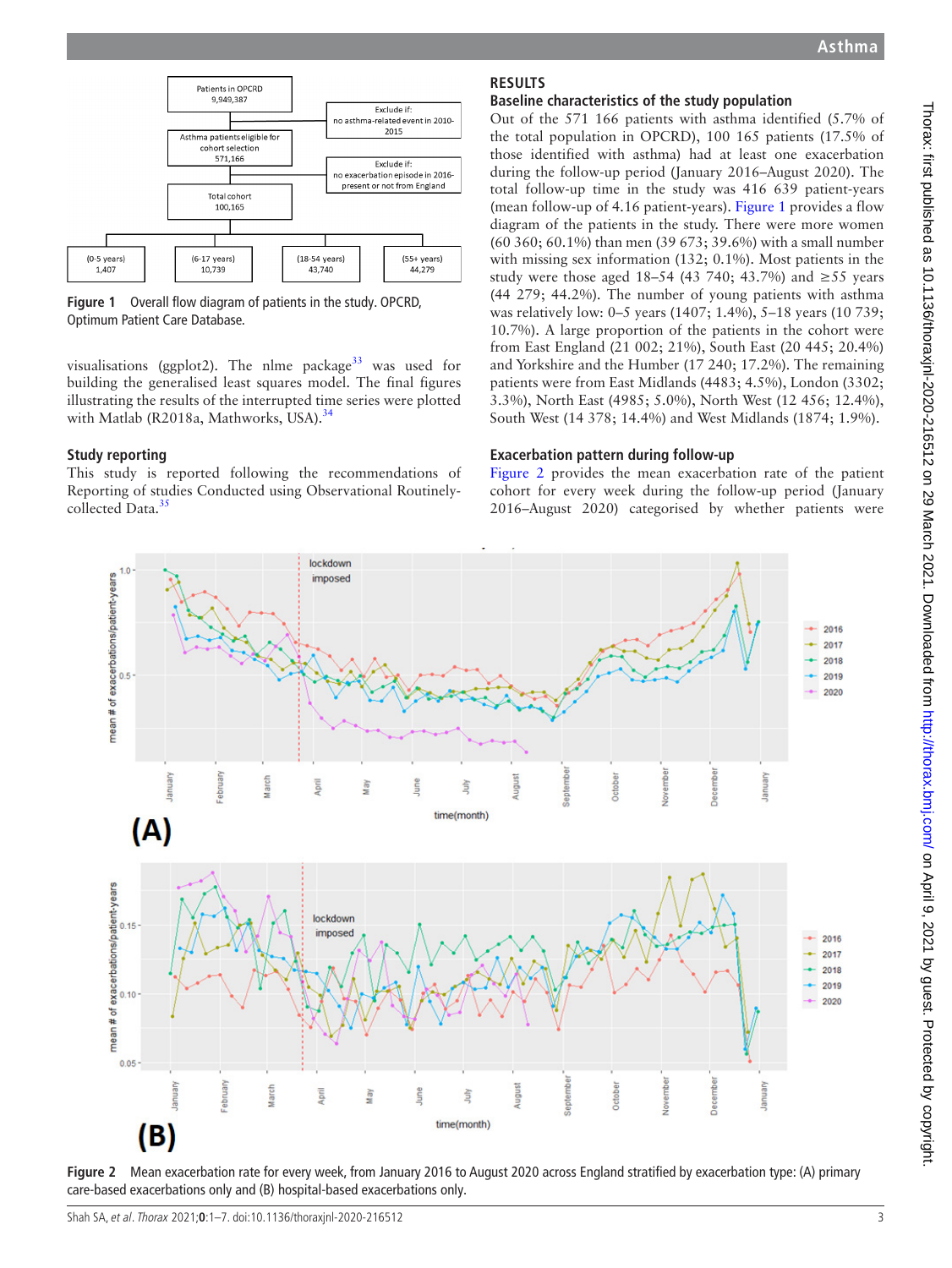Figure 1 Overall flow diagram of patients in the study. OPCRD, Optimum Patient Care Database.

visualisations (ggplot2). The nlme package[33] was used for building the generalised least squares model. The final figures illustrating the results of the interrupted time series were plotted with Matlab (R2018a, Mathworks, USA).[34]

### Study reporting

This study is reported following the recommendations of Reporting of studies Conducted using Observational Routinely-collected Data.[35]

## RESULTS

### Baseline characteristics of the study population

Out of the 571 166 patients with asthma identified (5.7% of the total population in OPCRD), 100 165 patients (17.5% of those identified with asthma) had at least one exacerbation during the follow-up period (January 2016–August 2020). The total follow-up time in the study was 416 639 patient-years (mean follow-up of 4.16 patient-years). Figure 1 provides a flow diagram of the patients in the study. There were more women (60 360; 60.1%) than men (39 673; 39.6%) with a small number with missing sex information (132; 0.1%). Most patients in the study were those aged 18–54 (43 740; 43.7%) and ≥55 years (44 279; 44.2%). The number of young patients with asthma was relatively low: 0–5 years (1407; 1.4%), 5–18 years (10 739; 10.7%). A large proportion of the patients in the cohort were from East England (21 002; 21%), South East (20 445; 20.4%) and Yorkshire and the Humber (17 240; 17.2%). The remaining patients were from East Midlands (4483; 4.5%), London (3302; 3.3%), North East (4985; 5.0%), North West (12 456; 12.4%), South West (14 378; 14.4%) and West Midlands (1874; 1.9%).

### Exacerbation pattern during follow-up

Figure 2 provides the mean exacerbation rate of the patient cohort for every week during the follow-up period (January 2016–August 2020) categorised by whether patients were

Figure 2 Mean exacerbation rate for every week, from January 2016 to August 2020 across England stratified by exacerbation type: (A) primary care-based exacerbations only and (B) hospital-based exacerbations only.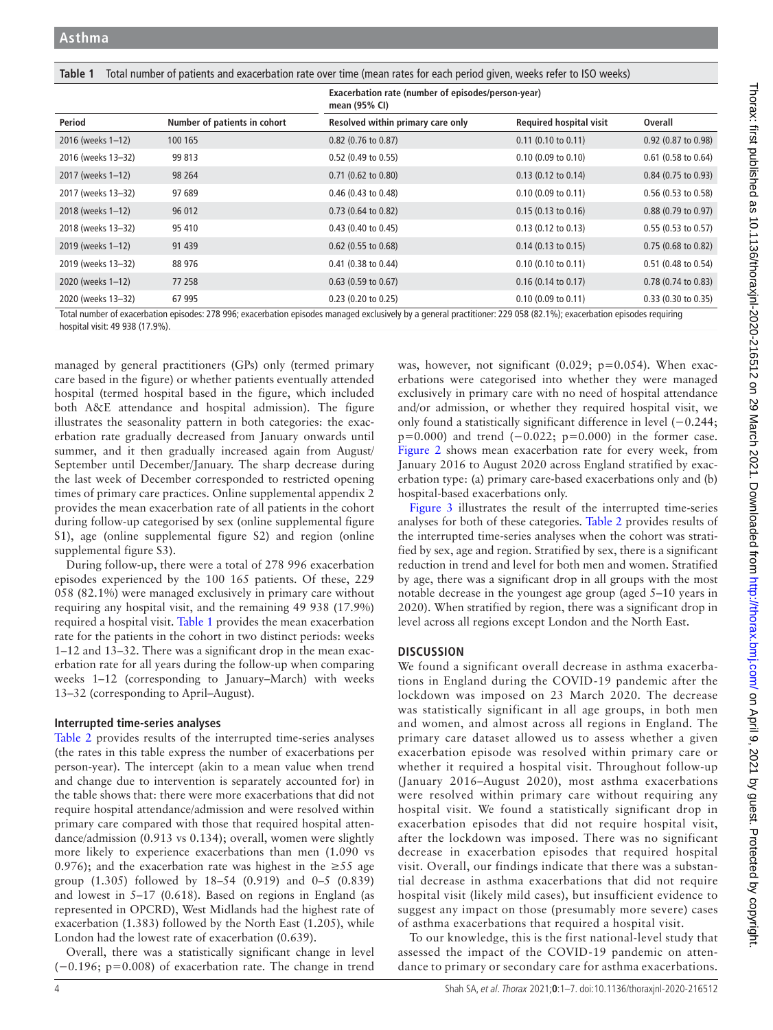**Table 1** Total number of patients and exacerbation rate over time (mean rates for each period given, weeks refer to ISO weeks)

| | | Exacerbation rate (number of episodes/person-year) mean (95% CI) | | |
|---|---|---|---|---|
| Period | Number of patients in cohort | Resolved within primary care only | Required hospital visit | Overall |
| 2016 (weeks 1–12) | 100 165 | 0.82 (0.76 to 0.87) | 0.11 (0.10 to 0.11) | 0.92 (0.87 to 0.98) |
| 2016 (weeks 13–32) | 99 813 | 0.52 (0.49 to 0.55) | 0.10 (0.09 to 0.10) | 0.61 (0.58 to 0.64) |
| 2017 (weeks 1–12) | 98 264 | 0.71 (0.62 to 0.80) | 0.13 (0.12 to 0.14) | 0.84 (0.75 to 0.93) |
| 2017 (weeks 13–32) | 97 689 | 0.46 (0.43 to 0.48) | 0.10 (0.09 to 0.11) | 0.56 (0.53 to 0.58) |
| 2018 (weeks 1–12) | 96 012 | 0.73 (0.64 to 0.82) | 0.15 (0.13 to 0.16) | 0.88 (0.79 to 0.97) |
| 2018 (weeks 13–32) | 95 410 | 0.43 (0.40 to 0.45) | 0.13 (0.12 to 0.13) | 0.55 (0.53 to 0.57) |
| 2019 (weeks 1–12) | 91 439 | 0.62 (0.55 to 0.68) | 0.14 (0.13 to 0.15) | 0.75 (0.68 to 0.82) |
| 2019 (weeks 13–32) | 88 976 | 0.41 (0.38 to 0.44) | 0.10 (0.10 to 0.11) | 0.51 (0.48 to 0.54) |
| 2020 (weeks 1–12) | 77 258 | 0.63 (0.59 to 0.67) | 0.16 (0.14 to 0.17) | 0.78 (0.74 to 0.83) |
| 2020 (weeks 13–32) | 67 995 | 0.23 (0.20 to 0.25) | 0.10 (0.09 to 0.11) | 0.33 (0.30 to 0.35) |

Total number of exacerbation episodes: 278 996; exacerbation episodes managed exclusively by a general practitioner: 229 058 (82.1%); exacerbation episodes requiring hospital visit: 49 938 (17.9%).

managed by general practitioners (GPs) only (termed primary care based in the figure) or whether patients eventually attended hospital (termed hospital based in the figure, which included both A&E attendance and hospital admission). The figure illustrates the seasonality pattern in both categories: the exacerbation rate gradually decreased from January onwards until summer, and it then gradually increased again from August/September until December/January. The sharp decrease during the last week of December corresponded to restricted opening times of primary care practices. Online supplemental appendix 2 provides the mean exacerbation rate of all patients in the cohort during follow-up categorised by sex (online supplemental figure S1), age (online supplemental figure S2) and region (online supplemental figure S3).

During follow-up, there were a total of 278 996 exacerbation episodes experienced by the 100 165 patients. Of these, 229 058 (82.1%) were managed exclusively in primary care without requiring any hospital visit, and the remaining 49 938 (17.9%) required a hospital visit. Table 1 provides the mean exacerbation rate for the patients in the cohort in two distinct periods: weeks 1–12 and 13–32. There was a significant drop in the mean exacerbation rate for all years during the follow-up when comparing weeks 1–12 (corresponding to January–March) with weeks 13–32 (corresponding to April–August).

### Interrupted time-series analyses

Table 2 provides results of the interrupted time-series analyses (the rates in this table express the number of exacerbations per person-year). The intercept (akin to a mean value when trend and change due to intervention is separately accounted for) in the table shows that: there were more exacerbations that did not require hospital attendance/admission and were resolved within primary care compared with those that required hospital attendance/admission (0.913 vs 0.134); overall, women were slightly more likely to experience exacerbations than men (1.090 vs 0.976); and the exacerbation rate was highest in the ≥55 age group (1.305) followed by 18–54 (0.919) and 0–5 (0.839) and lowest in 5–17 (0.618). Based on regions in England (as represented in OPCRD), West Midlands had the highest rate of exacerbation (1.383) followed by the North East (1.205), while London had the lowest rate of exacerbation (0.639).

Overall, there was a statistically significant change in level (−0.196; p=0.008) of exacerbation rate. The change in trend was, however, not significant (0.029; p=0.054). When exacerbations were categorised into whether they were managed exclusively in primary care with no need of hospital attendance and/or admission, or whether they required hospital visit, we only found a statistically significant difference in level (−0.244; p=0.000) and trend (−0.022; p=0.000) in the former case. Figure 2 shows mean exacerbation rate for every week, from January 2016 to August 2020 across England stratified by exacerbation type: (a) primary care-based exacerbations only and (b) hospital-based exacerbations only.

Figure 3 illustrates the result of the interrupted time-series analyses for both of these categories. Table 2 provides results of the interrupted time-series analyses when the cohort was stratified by sex, age and region. Stratified by sex, there is a significant reduction in trend and level for both men and women. Stratified by age, there was a significant drop in all groups with the most notable decrease in the youngest age group (aged 5–10 years in 2020). When stratified by region, there was a significant drop in level across all regions except London and the North East.

## DISCUSSION

We found a significant overall decrease in asthma exacerbations in England during the COVID-19 pandemic after the lockdown was imposed on 23 March 2020. The decrease was statistically significant in all age groups, in both men and women, and almost across all regions in England. The primary care dataset allowed us to assess whether a given exacerbation episode was resolved within primary care or whether it required a hospital visit. Throughout follow-up (January 2016–August 2020), most asthma exacerbations were resolved within primary care without requiring any hospital visit. We found a statistically significant drop in exacerbation episodes that did not require hospital visit, after the lockdown was imposed. There was no significant decrease in exacerbation episodes that required hospital visit. Overall, our findings indicate that there was a substantial decrease in asthma exacerbations that did not require hospital visit (likely mild cases), but insufficient evidence to suggest any impact on those (presumably more severe) cases of asthma exacerbations that required a hospital visit.

To our knowledge, this is the first national-level study that assessed the impact of the COVID-19 pandemic on attendance to primary or secondary care for asthma exacerbations.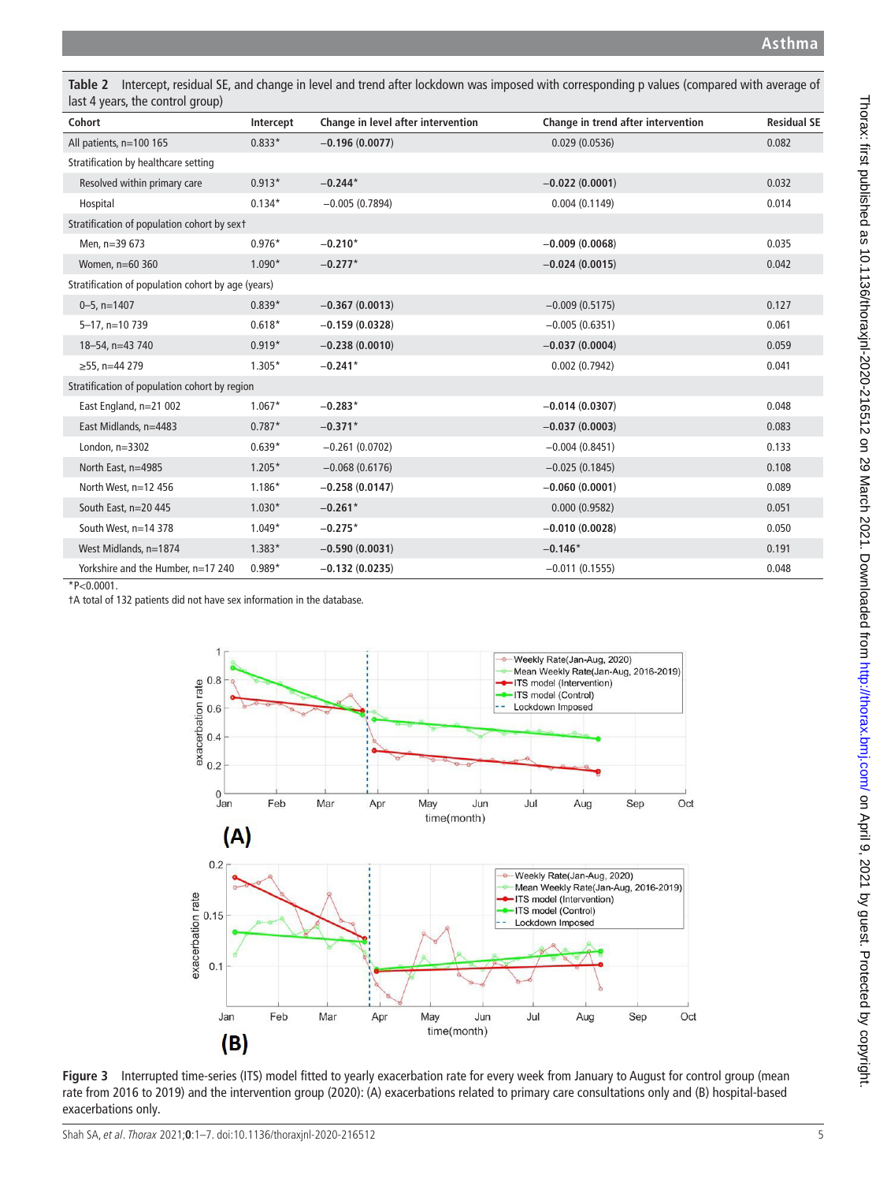**Table 2** Intercept, residual SE, and change in level and trend after lockdown was imposed with corresponding p values (compared with average of last 4 years, the control group)

| Cohort | Intercept | Change in level after intervention | Change in trend after intervention | Residual SE |
|---|---|---|---|---|
| All patients, n=100 165 | 0.833* | **−0.196** (**0.0077**) | 0.029 (0.0536) | 0.082 |
| Stratification by healthcare setting | | | | |
| Resolved within primary care | 0.913* | **−0.244*** | **−0.022** (**0.0001**) | 0.032 |
| Hospital | 0.134* | −0.005 (0.7894) | 0.004 (0.1149) | 0.014 |
| Stratification of population cohort by sex† | | | | |
| Men, n=39 673 | 0.976* | **−0.210*** | **−0.009** (**0.0068**) | 0.035 |
| Women, n=60 360 | 1.090* | **−0.277*** | **−0.024** (**0.0015**) | 0.042 |
| Stratification of population cohort by age (years) | | | | |
| 0–5, n=1407 | 0.839* | **−0.367** (**0.0013**) | −0.009 (0.5175) | 0.127 |
| 5–17, n=10 739 | 0.618* | **−0.159** (**0.0328**) | −0.005 (0.6351) | 0.061 |
| 18–54, n=43 740 | 0.919* | **−0.238** (**0.0010**) | **−0.037** (**0.0004**) | 0.059 |
| ≥55, n=44 279 | 1.305* | **−0.241*** | 0.002 (0.7942) | 0.041 |
| Stratification of population cohort by region | | | | |
| East England, n=21 002 | 1.067* | **−0.283*** | **−0.014** (**0.0307**) | 0.048 |
| East Midlands, n=4483 | 0.787* | **−0.371*** | **−0.037** (**0.0003**) | 0.083 |
| London, n=3302 | 0.639* | −0.261 (0.0702) | −0.004 (0.8451) | 0.133 |
| North East, n=4985 | 1.205* | −0.068 (0.6176) | −0.025 (0.1845) | 0.108 |
| North West, n=12 456 | 1.186* | **−0.258** (**0.0147**) | **−0.060** (**0.0001**) | 0.089 |
| South East, n=20 445 | 1.030* | **−0.261*** | 0.000 (0.9582) | 0.051 |
| South West, n=14 378 | 1.049* | **−0.275*** | **−0.010** (**0.0028**) | 0.050 |
| West Midlands, n=1874 | 1.383* | **−0.590** (**0.0031**) | **−0.146*** | 0.191 |
| Yorkshire and the Humber, n=17 240 | 0.989* | **−0.132** (**0.0235**) | −0.011 (0.1555) | 0.048 |

*P<0.0001.

†A total of 132 patients did not have sex information in the database.

**Figure 3** Interrupted time-series (ITS) model fitted to yearly exacerbation rate for every week from January to August for control group (mean rate from 2016 to 2019) and the intervention group (2020): (A) exacerbations related to primary care consultations only and (B) hospital-based exacerbations only.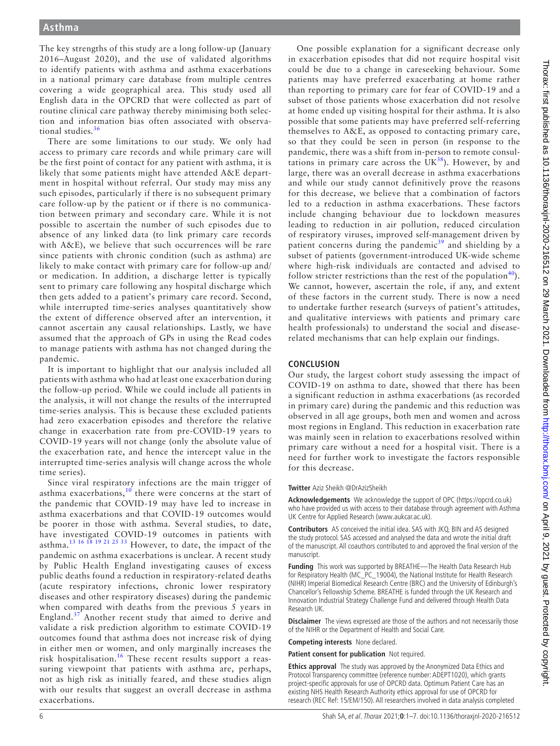The key strengths of this study are a long follow-up (January 2016–August 2020), and the use of validated algorithms to identify patients with asthma and asthma exacerbations in a national primary care database from multiple centres covering a wide geographical area. This study used all English data in the OPCRD that were collected as part of routine clinical care pathway thereby minimising both selection and information bias often associated with observational studies.[36]

There are some limitations to our study. We only had access to primary care records and while primary care will be the first point of contact for any patient with asthma, it is likely that some patients might have attended A&E department in hospital without referral. Our study may miss any such episodes, particularly if there is no subsequent primary care follow-up by the patient or if there is no communication between primary and secondary care. While it is not possible to ascertain the number of such episodes due to absence of any linked data (to link primary care records with A&E), we believe that such occurrences will be rare since patients with chronic condition (such as asthma) are likely to make contact with primary care for follow-up and/or medication. In addition, a discharge letter is typically sent to primary care following any hospital discharge which then gets added to a patient's primary care record. Second, while interrupted time-series analyses quantitatively show the extent of difference observed after an intervention, it cannot ascertain any causal relationships. Lastly, we have assumed that the approach of GPs in using the Read codes to manage patients with asthma has not changed during the pandemic.

It is important to highlight that our analysis included all patients with asthma who had at least one exacerbation during the follow-up period. While we could include all patients in the analysis, it will not change the results of the interrupted time-series analysis. This is because these excluded patients had zero exacerbation episodes and therefore the relative change in exacerbation rate from pre-COVID-19 years to COVID-19 years will not change (only the absolute value of the exacerbation rate, and hence the intercept value in the interrupted time-series analysis will change across the whole time series).

Since viral respiratory infections are the main trigger of asthma exacerbations,[10] there were concerns at the start of the pandemic that COVID-19 may have led to increase in asthma exacerbations and that COVID-19 outcomes would be poorer in those with asthma. Several studies, to date, have investigated COVID-19 outcomes in patients with asthma.[13 16 18 19 21 25 33] However, to date, the impact of the pandemic on asthma exacerbations is unclear. A recent study by Public Health England investigating causes of excess public deaths found a reduction in respiratory-related deaths (acute respiratory infections, chronic lower respiratory diseases and other respiratory diseases) during the pandemic when compared with deaths from the previous 5 years in England.[37] Another recent study that aimed to derive and validate a risk prediction algorithm to estimate COVID-19 outcomes found that asthma does not increase risk of dying in either men or women, and only marginally increases the risk hospitalisation.[16] These recent results support a reassuring viewpoint that patients with asthma are, perhaps, not as high risk as initially feared, and these studies align with our results that suggest an overall decrease in asthma exacerbations.

One possible explanation for a significant decrease only in exacerbation episodes that did not require hospital visit could be due to a change in careseeking behaviour. Some patients may have preferred exacerbating at home rather than reporting to primary care for fear of COVID-19 and a subset of those patients whose exacerbation did not resolve at home ended up visiting hospital for their asthma. It is also possible that some patients may have preferred self-referring themselves to A&E, as opposed to contacting primary care, so that they could be seen in person (in response to the pandemic, there was a shift from in-person to remote consultations in primary care across the UK[38]). However, by and large, there was an overall decrease in asthma exacerbations and while our study cannot definitively prove the reasons for this decrease, we believe that a combination of factors led to a reduction in asthma exacerbations. These factors include changing behaviour due to lockdown measures leading to reduction in air pollution, reduced circulation of respiratory viruses, improved self-management driven by patient concerns during the pandemic[39] and shielding by a subset of patients (government-introduced UK-wide scheme where high-risk individuals are contacted and advised to follow stricter restrictions than the rest of the population[40]). We cannot, however, ascertain the role, if any, and extent of these factors in the current study. There is now a need to undertake further research (surveys of patient's attitudes, and qualitative interviews with patients and primary care health professionals) to understand the social and disease-related mechanisms that can help explain our findings.

## CONCLUSION

Our study, the largest cohort study assessing the impact of COVID-19 on asthma to date, showed that there has been a significant reduction in asthma exacerbations (as recorded in primary care) during the pandemic and this reduction was observed in all age groups, both men and women and across most regions in England. This reduction in exacerbation rate was mainly seen in relation to exacerbations resolved within primary care without a need for a hospital visit. There is a need for further work to investigate the factors responsible for this decrease.

**Twitter** Aziz Sheikh @DrAzizSheikh

**Acknowledgements** We acknowledge the support of OPC (https://opcrd.co.uk) who have provided us with access to their database through agreement with Asthma UK Centre for Applied Research (www.aukcar.ac.uk).

**Contributors** AS conceived the initial idea. SAS with JKQ, BIN and AS designed the study protocol. SAS accessed and analysed the data and wrote the initial draft of the manuscript. All coauthors contributed to and approved the final version of the manuscript.

**Funding** This work was supported by BREATHE—The Health Data Research Hub for Respiratory Health (MC_PC_19004), the National Institute for Health Research (NIHR) Imperial Biomedical Research Centre (BRC) and the University of Edinburgh's Chancellor's Fellowship Scheme. BREATHE is funded through the UK Research and Innovation Industrial Strategy Challenge Fund and delivered through Health Data Research UK.

**Disclaimer** The views expressed are those of the authors and not necessarily those of the NIHR or the Department of Health and Social Care.

**Competing interests** None declared.

**Patient consent for publication** Not required.

**Ethics approval** The study was approved by the Anonymized Data Ethics and Protocol Transparency committee (reference number: ADEPT1020), which grants project-specific approvals for use of OPCRD data. Optimum Patient Care has an existing NHS Health Research Authority ethics approval for use of OPCRD for research (REC Ref: 15/EM/150). All researchers involved in data analysis completed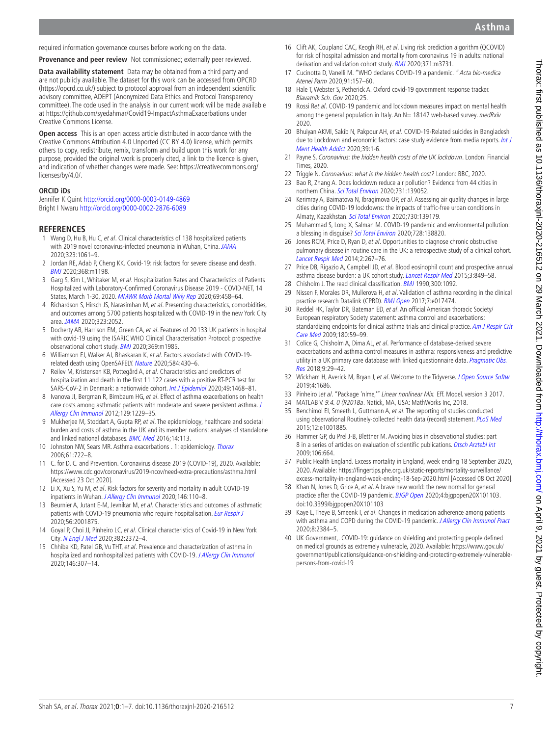required information governance courses before working on the data.

**Provenance and peer review** Not commissioned; externally peer reviewed.

**Data availability statement** Data may be obtained from a third party and are not publicly available. The dataset for this work can be accessed from OPCRD (https://opcrd.co.uk/) subject to protocol approval from an independent scientific advisory committee, ADEPT (Anonymized Data Ethics and Protocol Transparency committee). The code used in the analysis in our current work will be made available at https://github.com/syedahmar/Covid19-ImpactAsthmaExacerbations under Creative Commons License.

**Open access** This is an open access article distributed in accordance with the Creative Commons Attribution 4.0 Unported (CC BY 4.0) license, which permits others to copy, redistribute, remix, transform and build upon this work for any purpose, provided the original work is properly cited, a link to the licence is given, and indication of whether changes were made. See: https://creativecommons.org/licenses/by/4.0/.

### ORCID iDs

Jennifer K Quint http://orcid.org/0000-0003-0149-4869
Bright I Nwaru http://orcid.org/0000-0002-2876-6089

## REFERENCES

1. Wang D, Hu B, Hu C, *et al*. Clinical characteristics of 138 hospitalized patients with 2019 novel coronavirus-infected pneumonia in Wuhan, China. *JAMA* 2020;323:1061–9.
2. Jordan RE, Adab P, Cheng KK. Covid-19: risk factors for severe disease and death. *BMJ* 2020;368:m1198.
3. Garg S, Kim L, Whitaker M, *et al*. Hospitalization Rates and Characteristics of Patients Hospitalized with Laboratory-Confirmed Coronavirus Disease 2019 - COVID-NET, 14 States, March 1-30, 2020. *MMWR Morb Mortal Wkly Rep* 2020;69:458–64.
4. Richardson S, Hirsch JS, Narasimhan M, *et al*. Presenting characteristics, comorbidities, and outcomes among 5700 patients hospitalized with COVID-19 in the new York City area. *JAMA* 2020;323:2052.
5. Docherty AB, Harrison EM, Green CA, *et al*. Features of 20 133 UK patients in hospital with covid-19 using the ISARIC WHO Clinical Characterisation Protocol: prospective observational cohort study. *BMJ* 2020;369:m1985.
6. Williamson EJ, Walker AJ, Bhaskaran K, *et al*. Factors associated with COVID-19-related death using OpenSAFELY. *Nature* 2020;584:430–6.
7. Reilev M, Kristensen KB, Pottegård A, *et al*. Characteristics and predictors of hospitalization and death in the first 11 122 cases with a positive RT-PCR test for SARS-CoV-2 in Denmark: a nationwide cohort. *Int J Epidemiol* 2020;49:1468–81.
8. Ivanova JI, Bergman R, Birnbaum HG, *et al*. Effect of asthma exacerbations on health care costs among asthmatic patients with moderate and severe persistent asthma. *J Allergy Clin Immunol* 2012;129:1229–35.
9. Mukherjee M, Stoddart A, Gupta RP, *et al*. The epidemiology, healthcare and societal burden and costs of asthma in the UK and its member nations: analyses of standalone and linked national databases. *BMC Med* 2016;14:113.
10. Johnston NW, Sears MR. Asthma exacerbations . 1: epidemiology. *Thorax* 2006;61:722–8.
11. C. for D. C. and Prevention. Coronavirus disease 2019 (COVID-19), 2020. Available: https://www.cdc.gov/coronavirus/2019-ncov/need-extra-precautions/asthma.html [Accessed 23 Oct 2020].
12. Li X, Xu S, Yu M, *et al*. Risk factors for severity and mortality in adult COVID-19 inpatients in Wuhan. *J Allergy Clin Immunol* 2020;146:110–8.
13. Beurnier A, Jutant E-M, Jevnikar M, *et al*. Characteristics and outcomes of asthmatic patients with COVID-19 pneumonia who require hospitalisation. *Eur Respir J* 2020;56:2001875.
14. Goyal P, Choi JJ, Pinheiro LC, *et al*. Clinical characteristics of Covid-19 in New York City. *N Engl J Med* 2020;382:2372–4.
15. Chhiba KD, Patel GB, Vu THT, *et al*. Prevalence and characterization of asthma in hospitalized and nonhospitalized patients with COVID-19. *J Allergy Clin Immunol* 2020;146:307–14.
16. Clift AK, Coupland CAC, Keogh RH, *et al*. Living risk prediction algorithm (QCOVID) for risk of hospital admission and mortality from coronavirus 19 in adults: national derivation and validation cohort study. *BMJ* 2020;371:m3731.
17. Cucinotta D, Vanelli M. "WHO declares COVID-19 a pandemic. " *Acta bio-medica Atenei Parm* 2020;91:157–60.
18. Hale T, Webster S, Petherick A. Oxford covid-19 government response tracker. *Blavatnik Sch. Gov* 2020;25.
19. Rossi R*et al*. COVID-19 pandemic and lockdown measures impact on mental health among the general population in Italy. An N= 18147 web-based survey. *medRxiv* 2020.
20. Bhuiyan AKMI, Sakib N, Pakpour AH, *et al*. COVID-19-Related suicides in Bangladesh due to Lockdown and economic factors: case study evidence from media reports. *Int J Ment Health Addict* 2020;39:1-6.
21. Payne S. *Coronavirus: the hidden health costs of the UK lockdown*. London: Financial Times, 2020.
22. Triggle N. *Coronavirus: what is the hidden health cost?* London: BBC, 2020.
23. Bao R, Zhang A. Does lockdown reduce air pollution? Evidence from 44 cities in northern China. *Sci Total Environ* 2020;731:139052.
24. Kerimray A, Baimatova N, Ibragimova OP, *et al*. Assessing air quality changes in large cities during COVID-19 lockdowns: the impacts of traffic-free urban conditions in Almaty, Kazakhstan. *Sci Total Environ* 2020;730:139179.
25. Muhammad S, Long X, Salman M. COVID-19 pandemic and environmental pollution: a blessing in disguise? *Sci Total Environ* 2020;728:138820.
26. Jones RCM, Price D, Ryan D, *et al*. Opportunities to diagnose chronic obstructive pulmonary disease in routine care in the UK: a retrospective study of a clinical cohort. *Lancet Respir Med* 2014;2:267–76.
27. Price DB, Rigazio A, Campbell JD, *et al*. Blood eosinophil count and prospective annual asthma disease burden: a UK cohort study. *Lancet Respir Med* 2015;3:849–58.
28. Chisholm J. The read clinical classification. *BMJ* 1990;300:1092.
29. Nissen F, Morales DR, Mullerova H, *et al*. Validation of asthma recording in the clinical practice research Datalink (CPRD). *BMJ Open* 2017;7:e017474.
30. Reddel HK, Taylor DR, Bateman ED, *et al*. An official American thoracic Society/European respiratory Society statement: asthma control and exacerbations: standardizing endpoints for clinical asthma trials and clinical practice. *Am J Respir Crit Care Med* 2009;180:59–99.
31. Colice G, Chisholm A, Dima AL, *et al*. Performance of database-derived severe exacerbations and asthma control measures in asthma: responsiveness and predictive utility in a UK primary care database with linked questionnaire data. *Pragmatic Obs. Res* 2018;9:29–42.
32. Wickham H, Averick M, Bryan J, *et al*. Welcome to the Tidyverse. *J Open Source Softw* 2019;4:1686.
33. Pinheiro J*et al*. "Package 'nlme,'" *Linear nonlinear Mix.* Eff. Model. version 3 2017.
34. MATLAB V. *9.4. 0 (R2018a*. Natick, MA, USA: MathWorks Inc, 2018.
35. Benchimol EI, Smeeth L, Guttmann A, *et al*. The reporting of studies conducted using observational Routinely-collected health data (record) statement. *PLoS Med* 2015;12:e1001885.
36. Hammer GP, du Prel J-B, Blettner M. Avoiding bias in observational studies: part 8 in a series of articles on evaluation of scientific publications. *Dtsch Arztebl Int* 2009;106:664.
37. Public Health England. Excess mortality in England, week ending 18 September 2020, 2020. Available: https://fingertips.phe.org.uk/static-reports/mortality-surveillance/excess-mortality-in-england-week-ending-18-Sep-2020.html [Accessed 08 Oct 2020].
38. Khan N, Jones D, Grice A, *et al*. A brave new world: the new normal for general practice after the COVID-19 pandemic. *BJGP Open* 2020;4:bjgpopen20X101103. doi:10.3399/bjgpopen20X101103
39. Kaye L, Theye B, Smeenk I, *et al*. Changes in medication adherence among patients with asthma and COPD during the COVID-19 pandemic. *J Allergy Clin Immunol Pract* 2020;8:2384–5.
40. UK Government,. COVID-19: guidance on shielding and protecting people defined on medical grounds as extremely vulnerable, 2020. Available: https://www.gov.uk/government/publications/guidance-on-shielding-and-protecting-extremely-vulnerable-persons-from-covid-19